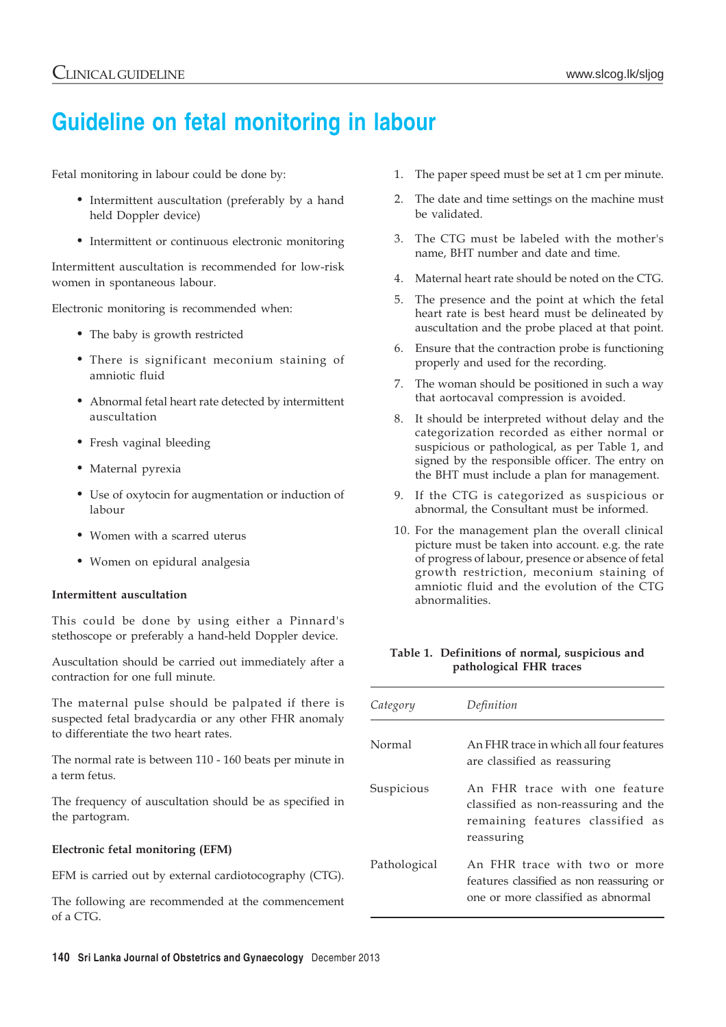# Guideline on fetal monitoring in labour

Fetal monitoring in labour could be done by:

- Intermittent auscultation (preferably by a hand held Doppler device)
- Intermittent or continuous electronic monitoring

Intermittent auscultation is recommended for low-risk women in spontaneous labour.

Electronic monitoring is recommended when:

- The baby is growth restricted
- There is significant meconium staining of amniotic fluid
- Abnormal fetal heart rate detected by intermittent auscultation
- Fresh vaginal bleeding
- Maternal pyrexia
- Use of oxytocin for augmentation or induction of labour
- Women with a scarred uterus
- Women on epidural analgesia

**Intermittent auscultation**

This could be done by using either a Pinnard's stethoscope or preferably a hand-held Doppler device.

Auscultation should be carried out immediately after a contraction for one full minute.

The maternal pulse should be palpated if there is suspected fetal bradycardia or any other FHR anomaly to differentiate the two heart rates.

The normal rate is between 110 - 160 beats per minute in a term fetus.

The frequency of auscultation should be as specified in the partogram.

**Electronic fetal monitoring (EFM)**

EFM is carried out by external cardiotocography (CTG).

The following are recommended at the commencement of a CTG.

1. The paper speed must be set at 1 cm per minute.
2. The date and time settings on the machine must be validated.
3. The CTG must be labeled with the mother's name, BHT number and date and time.
4. Maternal heart rate should be noted on the CTG.
5. The presence and the point at which the fetal heart rate is best heard must be delineated by auscultation and the probe placed at that point.
6. Ensure that the contraction probe is functioning properly and used for the recording.
7. The woman should be positioned in such a way that aortocaval compression is avoided.
8. It should be interpreted without delay and the categorization recorded as either normal or suspicious or pathological, as per Table 1, and signed by the responsible officer. The entry on the BHT must include a plan for management.
9. If the CTG is categorized as suspicious or abnormal, the Consultant must be informed.
10. For the management plan the overall clinical picture must be taken into account. e.g. the rate of progress of labour, presence or absence of fetal growth restriction, meconium staining of amniotic fluid and the evolution of the CTG abnormalities.

**Table 1. Definitions of normal, suspicious and pathological FHR traces**

| *Category* | *Definition* |
|---|---|
| Normal | An FHR trace in which all four features are classified as reassuring |
| Suspicious | An FHR trace with one feature classified as non-reassuring and the remaining features classified as reassuring |
| Pathological | An FHR trace with two or more features classified as non reassuring or one or more classified as abnormal |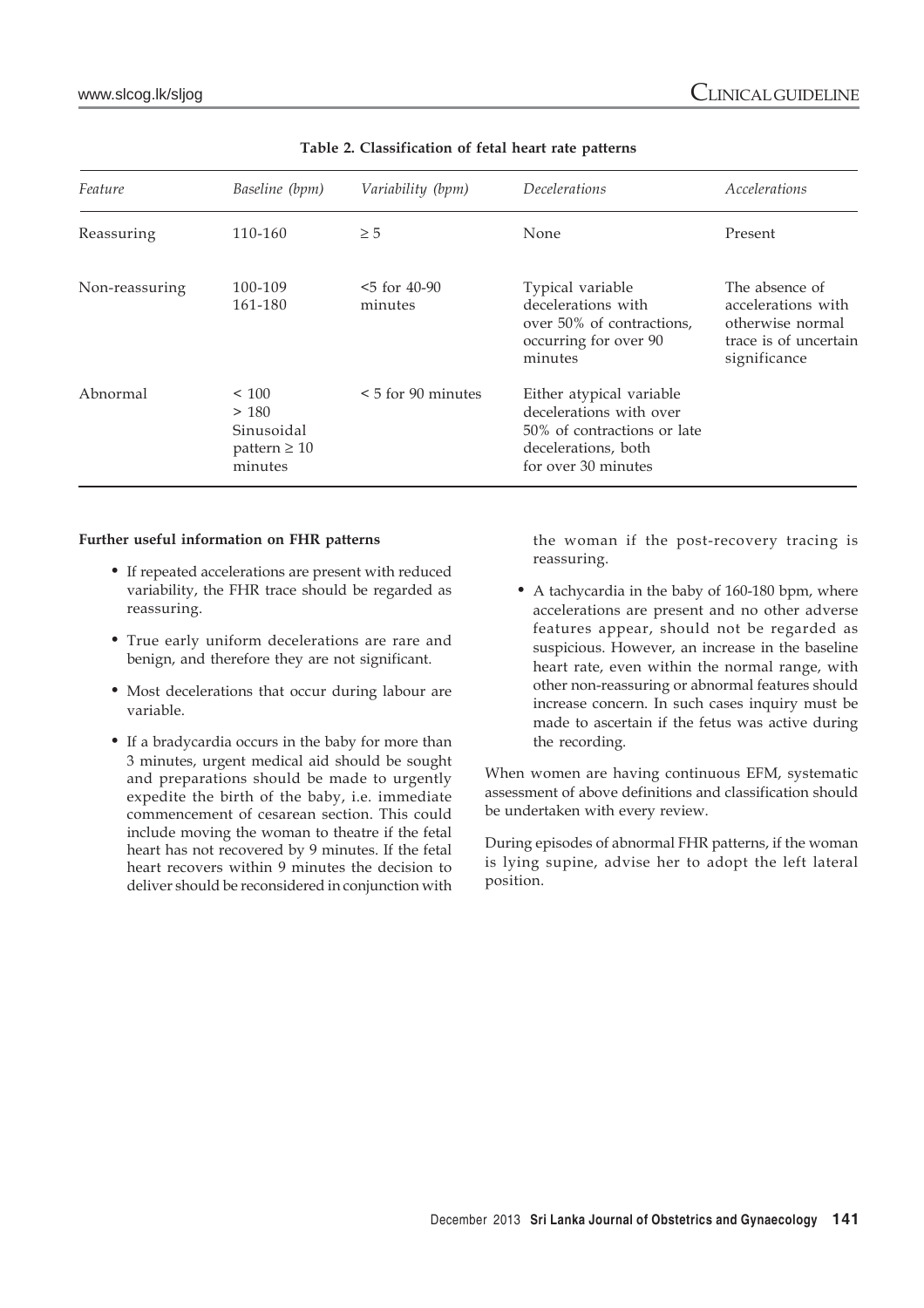**Table 2. Classification of fetal heart rate patterns**

| *Feature* | *Baseline (bpm)* | *Variability (bpm)* | *Decelerations* | *Accelerations* |
|---|---|---|---|---|
| Reassuring | 110-160 | ≥ 5 | None | Present |
| Non-reassuring | 100-109<br>161-180 | <5 for 40-90 minutes | Typical variable decelerations with over 50% of contractions, occurring for over 90 minutes | The absence of accelerations with otherwise normal trace is of uncertain significance |
| Abnormal | < 100<br>> 180<br>Sinusoidal pattern ≥ 10 minutes | < 5 for 90 minutes | Either atypical variable decelerations with over 50% of contractions or late decelerations, both for over 30 minutes | |

**Further useful information on FHR patterns**

- If repeated accelerations are present with reduced variability, the FHR trace should be regarded as reassuring.
- True early uniform decelerations are rare and benign, and therefore they are not significant.
- Most decelerations that occur during labour are variable.
- If a bradycardia occurs in the baby for more than 3 minutes, urgent medical aid should be sought and preparations should be made to urgently expedite the birth of the baby, i.e. immediate commencement of cesarean section. This could include moving the woman to theatre if the fetal heart has not recovered by 9 minutes. If the fetal heart recovers within 9 minutes the decision to deliver should be reconsidered in conjunction with the woman if the post-recovery tracing is reassuring.
- A tachycardia in the baby of 160-180 bpm, where accelerations are present and no other adverse features appear, should not be regarded as suspicious. However, an increase in the baseline heart rate, even within the normal range, with other non-reassuring or abnormal features should increase concern. In such cases inquiry must be made to ascertain if the fetus was active during the recording.

When women are having continuous EFM, systematic assessment of above definitions and classification should be undertaken with every review.

During episodes of abnormal FHR patterns, if the woman is lying supine, advise her to adopt the left lateral position.